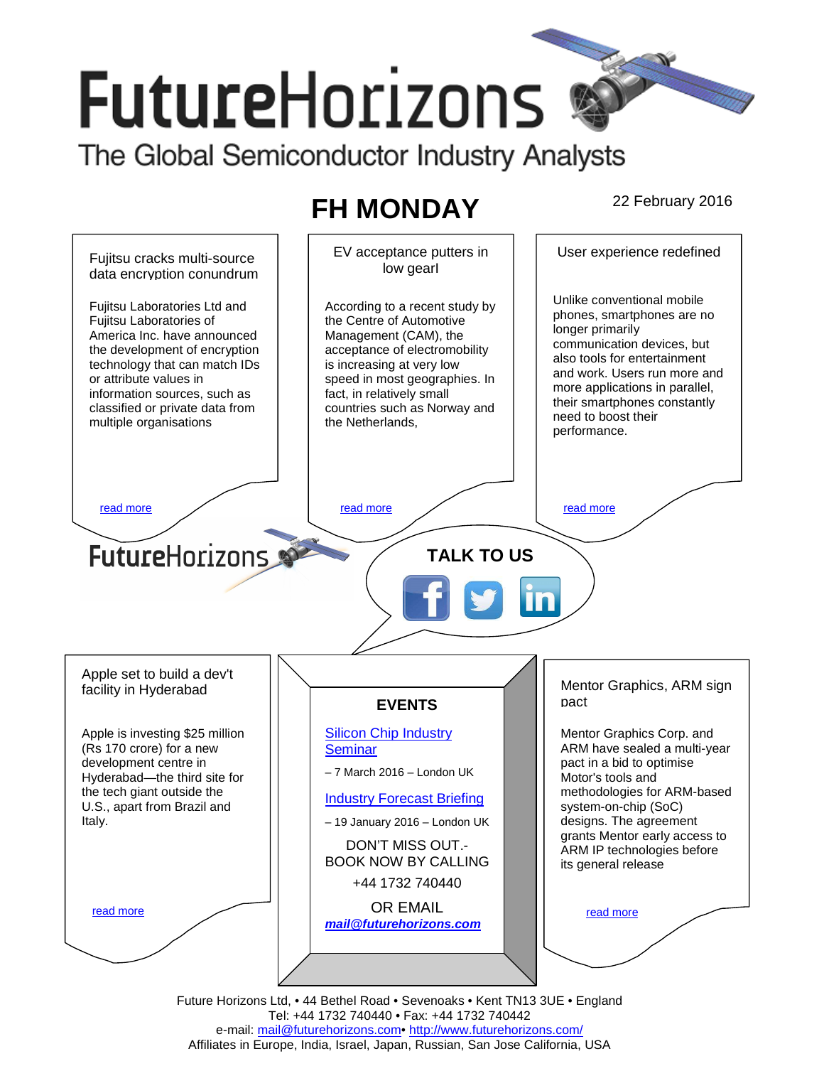# FutureHorizons

The Global Semiconductor Industry Analysts

## FH MONDAY

22 February 2016

### Fujitsu cracks multi-source data encryption conundrum

Fujitsu Laboratories Ltd and Fujitsu Laboratories of America Inc. have announced the development of encryption technology that can match IDs or attribute values in information sources, such as classified or private data from multiple organisations

read more

### EV acceptance putters in low gearl

According to a recent study by the Centre of Automotive Management (CAM), the acceptance of electromobility is increasing at very low speed in most geographies. In fact, in relatively small countries such as Norway and the Netherlands,

read more

### User experience redefined

Unlike conventional mobile phones, smartphones are no longer primarily communication devices, but also tools for entertainment and work. Users run more and more applications in parallel, their smartphones constantly need to boost their performance.

read more

FutureHorizons

**TALK TO US**

### Apple set to build a dev't facility in Hyderabad

Apple is investing $25 million (Rs 170 crore) for a new development centre in Hyderabad—the third site for the tech giant outside the U.S., apart from Brazil and Italy.

read more

### EVENTS

Silicon Chip Industry Seminar

– 7 March 2016 – London UK

Industry Forecast Briefing

– 19 January 2016 – London UK

DON'T MISS OUT.- BOOK NOW BY CALLING

+44 1732 740440

OR EMAIL

***mail@futurehorizons.com***

### Mentor Graphics, ARM sign pact

Mentor Graphics Corp. and ARM have sealed a multi-year pact in a bid to optimise Motor's tools and methodologies for ARM-based system-on-chip (SoC) designs. The agreement grants Mentor early access to ARM IP technologies before its general release

read more

Future Horizons Ltd, • 44 Bethel Road • Sevenoaks • Kent TN13 3UE • England
Tel: +44 1732 740440 • Fax: +44 1732 740442
e-mail: mail@futurehorizons.com• http://www.futurehorizons.com/
Affiliates in Europe, India, Israel, Japan, Russian, San Jose California, USA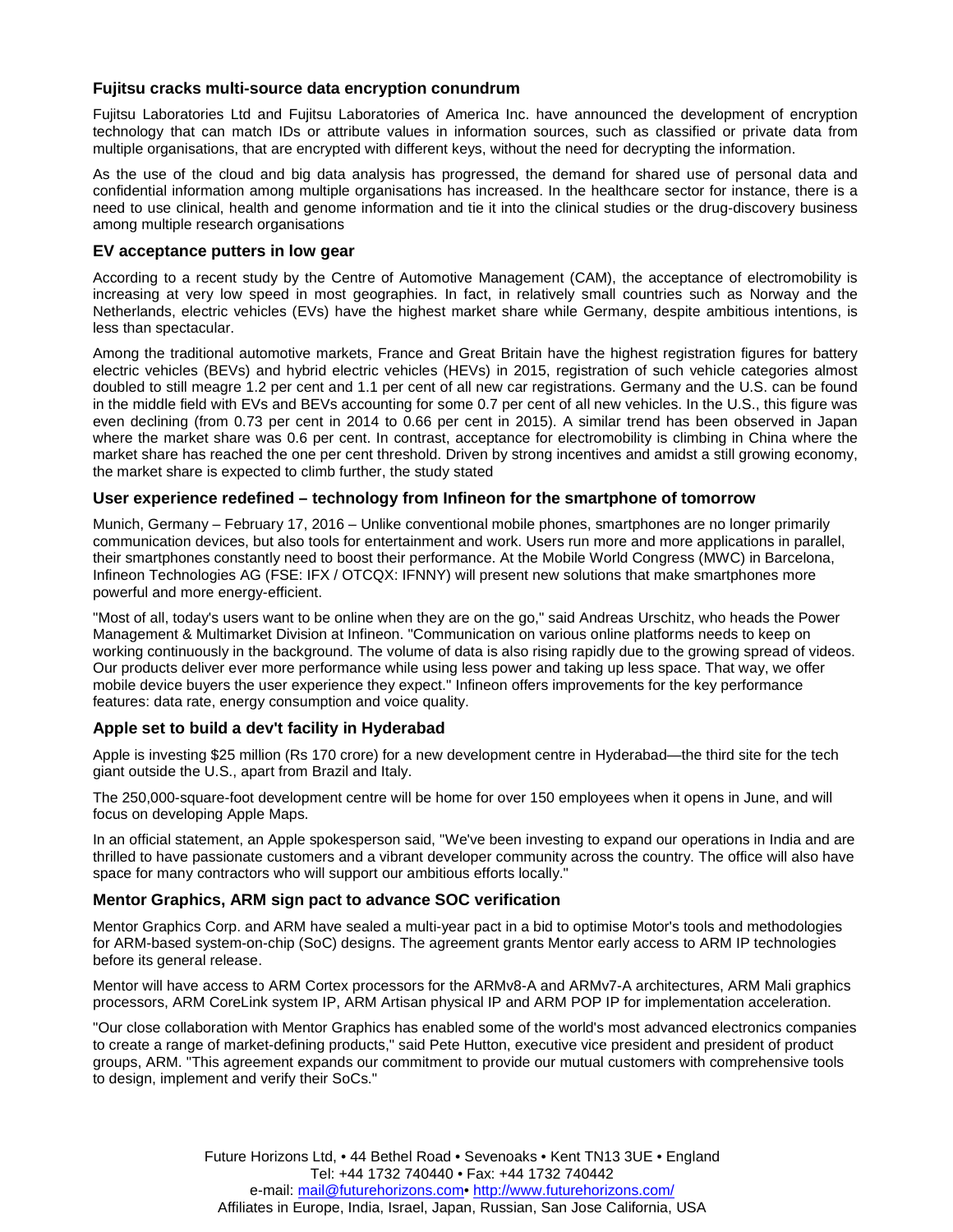### Fujitsu cracks multi-source data encryption conundrum

Fujitsu Laboratories Ltd and Fujitsu Laboratories of America Inc. have announced the development of encryption technology that can match IDs or attribute values in information sources, such as classified or private data from multiple organisations, that are encrypted with different keys, without the need for decrypting the information.

As the use of the cloud and big data analysis has progressed, the demand for shared use of personal data and confidential information among multiple organisations has increased. In the healthcare sector for instance, there is a need to use clinical, health and genome information and tie it into the clinical studies or the drug-discovery business among multiple research organisations

### EV acceptance putters in low gear

According to a recent study by the Centre of Automotive Management (CAM), the acceptance of electromobility is increasing at very low speed in most geographies. In fact, in relatively small countries such as Norway and the Netherlands, electric vehicles (EVs) have the highest market share while Germany, despite ambitious intentions, is less than spectacular.

Among the traditional automotive markets, France and Great Britain have the highest registration figures for battery electric vehicles (BEVs) and hybrid electric vehicles (HEVs) in 2015, registration of such vehicle categories almost doubled to still meagre 1.2 per cent and 1.1 per cent of all new car registrations. Germany and the U.S. can be found in the middle field with EVs and BEVs accounting for some 0.7 per cent of all new vehicles. In the U.S., this figure was even declining (from 0.73 per cent in 2014 to 0.66 per cent in 2015). A similar trend has been observed in Japan where the market share was 0.6 per cent. In contrast, acceptance for electromobility is climbing in China where the market share has reached the one per cent threshold. Driven by strong incentives and amidst a still growing economy, the market share is expected to climb further, the study stated

### User experience redefined – technology from Infineon for the smartphone of tomorrow

Munich, Germany – February 17, 2016 – Unlike conventional mobile phones, smartphones are no longer primarily communication devices, but also tools for entertainment and work. Users run more and more applications in parallel, their smartphones constantly need to boost their performance. At the Mobile World Congress (MWC) in Barcelona, Infineon Technologies AG (FSE: IFX / OTCQX: IFNNY) will present new solutions that make smartphones more powerful and more energy-efficient.

"Most of all, today's users want to be online when they are on the go," said Andreas Urschitz, who heads the Power Management & Multimarket Division at Infineon. "Communication on various online platforms needs to keep on working continuously in the background. The volume of data is also rising rapidly due to the growing spread of videos. Our products deliver ever more performance while using less power and taking up less space. That way, we offer mobile device buyers the user experience they expect." Infineon offers improvements for the key performance features: data rate, energy consumption and voice quality.

### Apple set to build a dev't facility in Hyderabad

Apple is investing $25 million (Rs 170 crore) for a new development centre in Hyderabad—the third site for the tech giant outside the U.S., apart from Brazil and Italy.

The 250,000-square-foot development centre will be home for over 150 employees when it opens in June, and will focus on developing Apple Maps.

In an official statement, an Apple spokesperson said, "We've been investing to expand our operations in India and are thrilled to have passionate customers and a vibrant developer community across the country. The office will also have space for many contractors who will support our ambitious efforts locally."

### Mentor Graphics, ARM sign pact to advance SOC verification

Mentor Graphics Corp. and ARM have sealed a multi-year pact in a bid to optimise Motor's tools and methodologies for ARM-based system-on-chip (SoC) designs. The agreement grants Mentor early access to ARM IP technologies before its general release.

Mentor will have access to ARM Cortex processors for the ARMv8-A and ARMv7-A architectures, ARM Mali graphics processors, ARM CoreLink system IP, ARM Artisan physical IP and ARM POP IP for implementation acceleration.

"Our close collaboration with Mentor Graphics has enabled some of the world's most advanced electronics companies to create a range of market-defining products," said Pete Hutton, executive vice president and president of product groups, ARM. "This agreement expands our commitment to provide our mutual customers with comprehensive tools to design, implement and verify their SoCs."